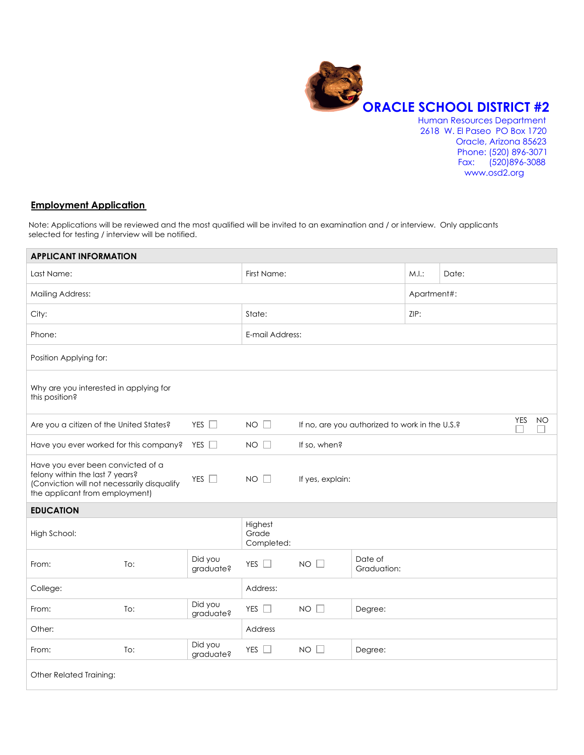# ORACLE SCHOOL DISTRICT #2

Human Resources Department
2618 W. El Paseo PO Box 1720
Oracle, Arizona 85623
Phone: (520) 896-3071
Fax: (520)896-3088
www.osd2.org

## Employment Application

Note: Applications will be reviewed and the most qualified will be invited to an examination and / or interview. Only applicants selected for testing / interview will be notified.

| APPLICANT INFORMATION | | | | |
|---|---|---|---|---|
| Last Name: | | First Name: | M.I.: | Date: |
| Mailing Address: | | | Apartment#: | |
| City: | | State: | ZIP: | |
| Phone: | | E-mail Address: | | |
| Position Applying for: | | | | |
| Why are you interested in applying for this position? | | | | |

| | | | | |
|---|---|---|---|---|
| Are you a citizen of the United States? | YES ☐ | NO ☐ | If no, are you authorized to work in the U.S.? | YES ☐ NO ☐ |
| Have you ever worked for this company? | YES ☐ | NO ☐ | If so, when? | |
| Have you ever been convicted of a felony within the last 7 years? (Conviction will not necessarily disqualify the applicant from employment) | YES ☐ | NO ☐ | If yes, explain: | |

| EDUCATION | | | | | |
|---|---|---|---|---|---|
| High School: | | | Highest Grade Completed: | | |
| From: | To: | Did you graduate? | YES ☐ | NO ☐ | Date of Graduation: |
| College: | | | Address: | | |
| From: | To: | Did you graduate? | YES ☐ | NO ☐ | Degree: |
| Other: | | | Address | | |
| From: | To: | Did you graduate? | YES ☐ | NO ☐ | Degree: |
| Other Related Training: | | | | | |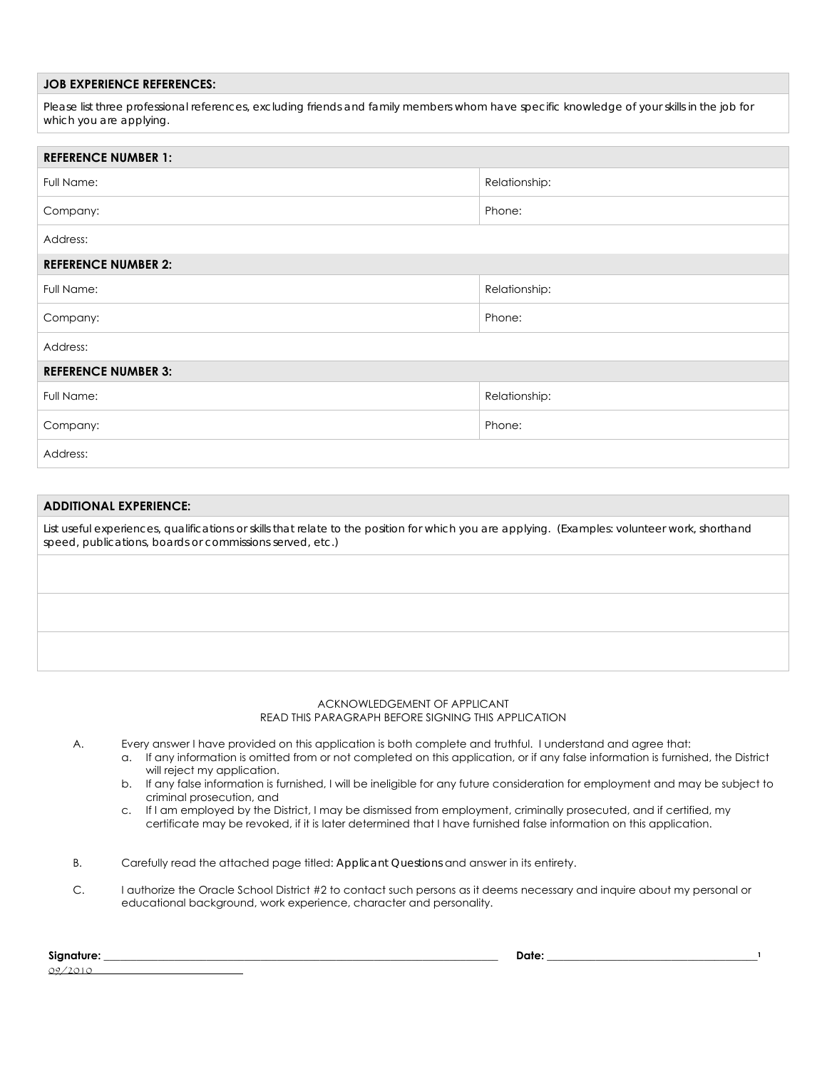## JOB EXPERIENCE REFERENCES:

Please list three professional references, excluding friends and family members whom have specific knowledge of your skills in the job for which you are applying.

| **REFERENCE NUMBER 1:** | |
|---|---|
| Full Name: | Relationship: |
| Company: | Phone: |
| Address: | |
| **REFERENCE NUMBER 2:** | |
| Full Name: | Relationship: |
| Company: | Phone: |
| Address: | |
| **REFERENCE NUMBER 3:** | |
| Full Name: | Relationship: |
| Company: | Phone: |
| Address: | |

## ADDITIONAL EXPERIENCE:

List useful experiences, qualifications or skills that relate to the position for which you are applying. (Examples: volunteer work, shorthand speed, publications, boards or commissions served, etc.)

| |
|---|
| |
| |
| |

ACKNOWLEDGEMENT OF APPLICANT
READ THIS PARAGRAPH BEFORE SIGNING THIS APPLICATION

A. Every answer I have provided on this application is both complete and truthful. I understand and agree that:
   a. If any information is omitted from or not completed on this application, or if any false information is furnished, the District will reject my application.
   b. If any false information is furnished, I will be ineligible for any future consideration for employment and may be subject to criminal prosecution, and
   c. If I am employed by the District, I may be dismissed from employment, criminally prosecuted, and if certified, my certificate may be revoked, if it is later determined that I have furnished false information on this application.

B. Carefully read the attached page titled: Applicant Questions and answer in its entirety.

C. I authorize the Oracle School District #2 to contact such persons as it deems necessary and inquire about my personal or educational background, work experience, character and personality.

**Signature:** ______________________________ **Date:** ______________________________

09/2010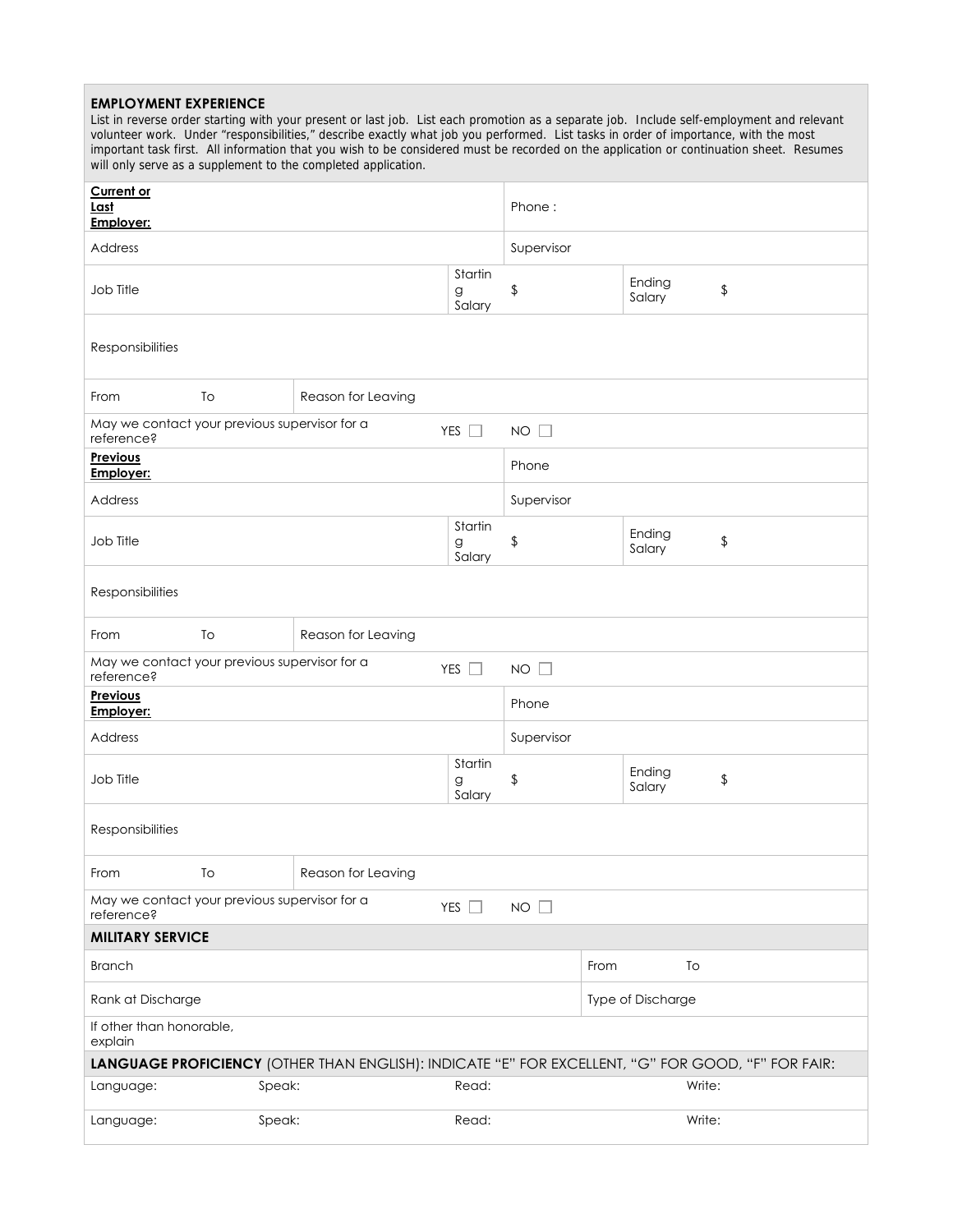## EMPLOYMENT EXPERIENCE

List in reverse order starting with your present or last job. List each promotion as a separate job. Include self-employment and relevant volunteer work. Under "responsibilities," describe exactly what job you performed. List tasks in order of importance, with the most important task first. All information that you wish to be considered must be recorded on the application or continuation sheet. Resumes will only serve as a supplement to the completed application.

| | | | | | |
|---|---|---|---|---|---|
| **Current or Last Employer:** | | | Phone : | | |
| Address | | | Supervisor | | |
| Job Title | | Starting Salary | $ | Ending Salary | $ |
| Responsibilities | | | | | |
| From | To | Reason for Leaving | | | |
| May we contact your previous supervisor for a reference? | | YES ☐ | NO ☐ | | |
| **Previous Employer:** | | | Phone | | |
| Address | | | Supervisor | | |
| Job Title | | Starting Salary | $ | Ending Salary | $ |
| Responsibilities | | | | | |
| From | To | Reason for Leaving | | | |
| May we contact your previous supervisor for a reference? | | YES ☐ | NO ☐ | | |
| **Previous Employer:** | | | Phone | | |
| Address | | | Supervisor | | |
| Job Title | | Starting Salary | $ | Ending Salary | $ |
| Responsibilities | | | | | |
| From | To | Reason for Leaving | | | |
| May we contact your previous supervisor for a reference? | | YES ☐ | NO ☐ | | |

## MILITARY SERVICE

| | | |
|---|---|---|
| Branch | From | To |
| Rank at Discharge | Type of Discharge | |
| If other than honorable, explain | | |

## LANGUAGE PROFICIENCY (OTHER THAN ENGLISH): INDICATE "E" FOR EXCELLENT, "G" FOR GOOD, "F" FOR FAIR:

| | | | |
|---|---|---|---|
| Language: | Speak: | Read: | Write: |
| Language: | Speak: | Read: | Write: |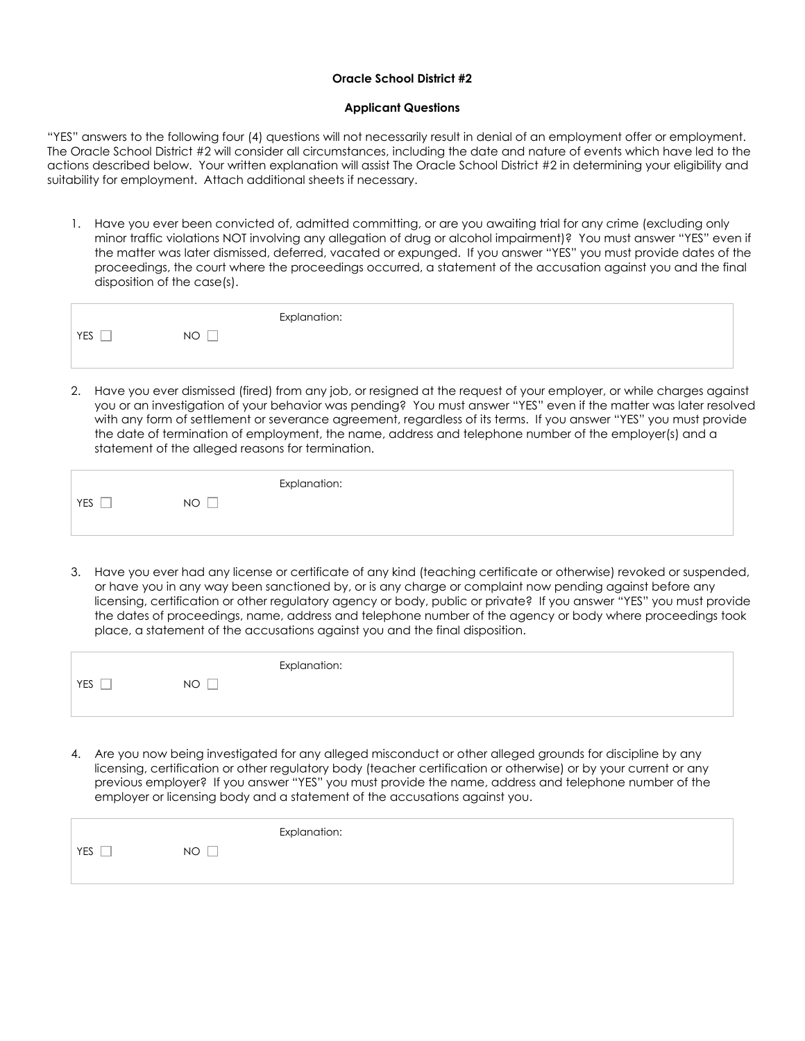**Oracle School District #2**

**Applicant Questions**

"YES" answers to the following four (4) questions will not necessarily result in denial of an employment offer or employment. The Oracle School District #2 will consider all circumstances, including the date and nature of events which have led to the actions described below. Your written explanation will assist The Oracle School District #2 in determining your eligibility and suitability for employment. Attach additional sheets if necessary.

1. Have you ever been convicted of, admitted committing, or are you awaiting trial for any crime (excluding only minor traffic violations NOT involving any allegation of drug or alcohol impairment)? You must answer "YES" even if the matter was later dismissed, deferred, vacated or expunged. If you answer "YES" you must provide dates of the proceedings, the court where the proceedings occurred, a statement of the accusation against you and the final disposition of the case(s).

| YES ☐ | NO ☐ | Explanation: |
|---|---|---|

2. Have you ever dismissed (fired) from any job, or resigned at the request of your employer, or while charges against you or an investigation of your behavior was pending? You must answer "YES" even if the matter was later resolved with any form of settlement or severance agreement, regardless of its terms. If you answer "YES" you must provide the date of termination of employment, the name, address and telephone number of the employer(s) and a statement of the alleged reasons for termination.

| YES ☐ | NO ☐ | Explanation: |
|---|---|---|

3. Have you ever had any license or certificate of any kind (teaching certificate or otherwise) revoked or suspended, or have you in any way been sanctioned by, or is any charge or complaint now pending against before any licensing, certification or other regulatory agency or body, public or private? If you answer "YES" you must provide the dates of proceedings, name, address and telephone number of the agency or body where proceedings took place, a statement of the accusations against you and the final disposition.

| YES ☐ | NO ☐ | Explanation: |
|---|---|---|

4. Are you now being investigated for any alleged misconduct or other alleged grounds for discipline by any licensing, certification or other regulatory body (teacher certification or otherwise) or by your current or any previous employer? If you answer "YES" you must provide the name, address and telephone number of the employer or licensing body and a statement of the accusations against you.

| YES ☐ | NO ☐ | Explanation: |
|---|---|---|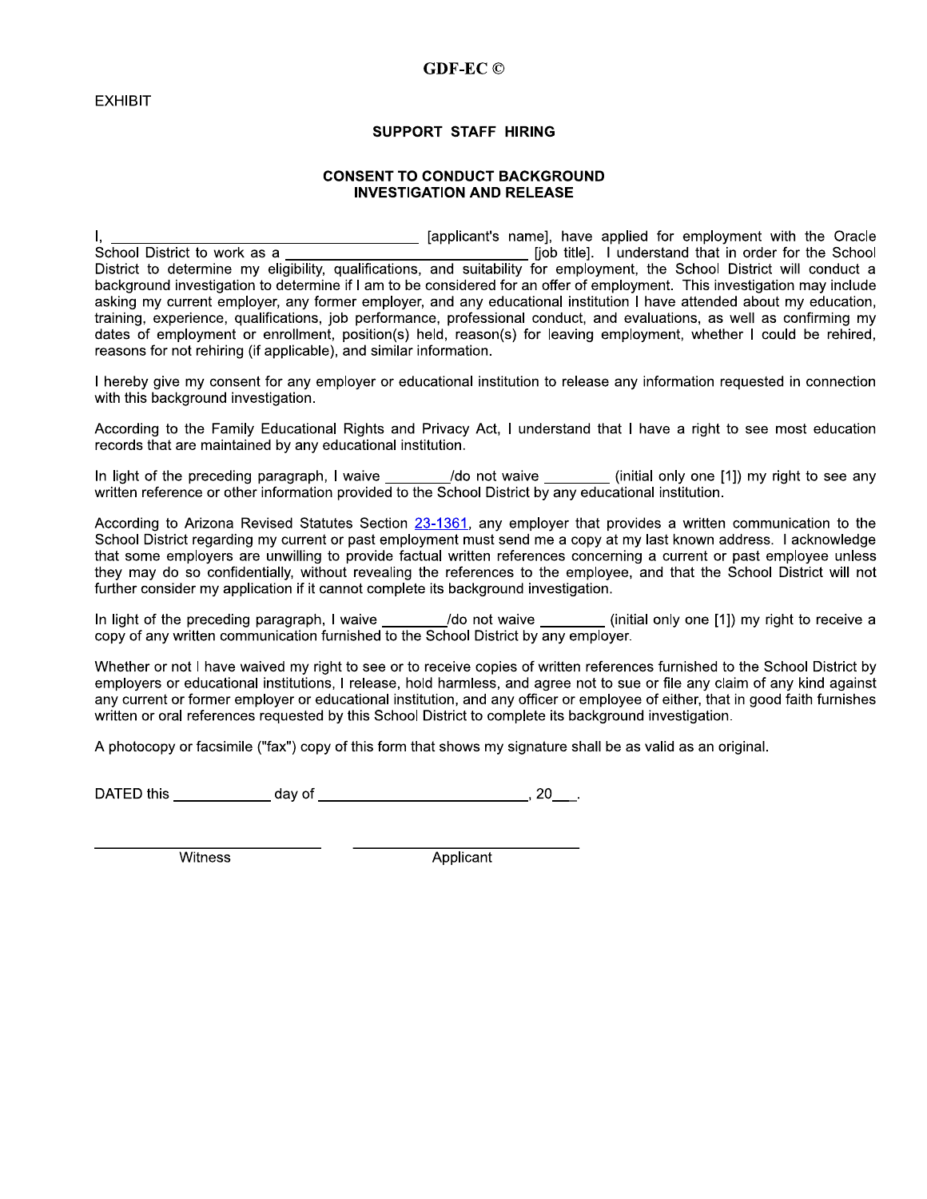**GDF-EC ©**

EXHIBIT

**SUPPORT STAFF HIRING**

**CONSENT TO CONDUCT BACKGROUND INVESTIGATION AND RELEASE**

I, ______________________________________ [applicant's name], have applied for employment with the Oracle School District to work as a ______________________________ [job title]. I understand that in order for the School District to determine my eligibility, qualifications, and suitability for employment, the School District will conduct a background investigation to determine if I am to be considered for an offer of employment. This investigation may include asking my current employer, any former employer, and any educational institution I have attended about my education, training, experience, qualifications, job performance, professional conduct, and evaluations, as well as confirming my dates of employment or enrollment, position(s) held, reason(s) for leaving employment, whether I could be rehired, reasons for not rehiring (if applicable), and similar information.

I hereby give my consent for any employer or educational institution to release any information requested in connection with this background investigation.

According to the Family Educational Rights and Privacy Act, I understand that I have a right to see most education records that are maintained by any educational institution.

In light of the preceding paragraph, I waive ________/do not waive ________ (initial only one [1]) my right to see any written reference or other information provided to the School District by any educational institution.

According to Arizona Revised Statutes Section 23-1361, any employer that provides a written communication to the School District regarding my current or past employment must send me a copy at my last known address. I acknowledge that some employers are unwilling to provide factual written references concerning a current or past employee unless they may do so confidentially, without revealing the references to the employee, and that the School District will not further consider my application if it cannot complete its background investigation.

In light of the preceding paragraph, I waive ________/do not waive ________ (initial only one [1]) my right to receive a copy of any written communication furnished to the School District by any employer.

Whether or not I have waived my right to see or to receive copies of written references furnished to the School District by employers or educational institutions, I release, hold harmless, and agree not to sue or file any claim of any kind against any current or former employer or educational institution, and any officer or employee of either, that in good faith furnishes written or oral references requested by this School District to complete its background investigation.

A photocopy or facsimile ("fax") copy of this form that shows my signature shall be as valid as an original.

DATED this ____________ day of __________________________, 20___.

____________________________ ____________________________
Witness Applicant